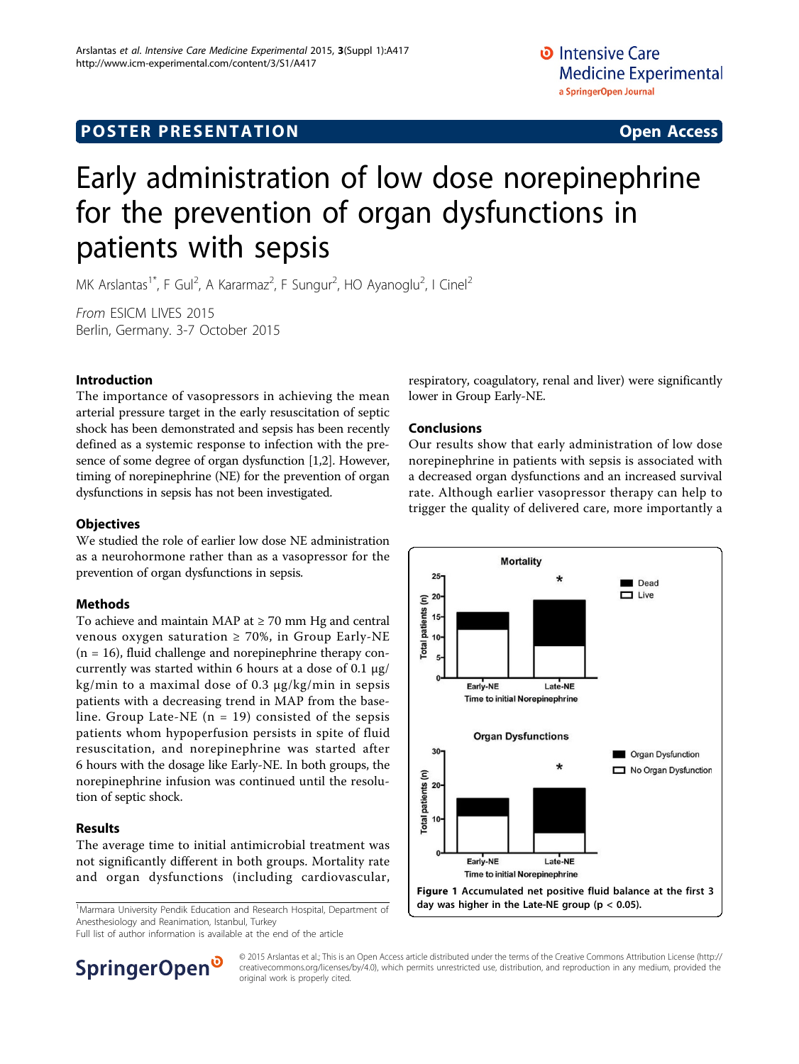POSTER PRESENTATION **Open Access**

# Early administration of low dose norepinephrine for the prevention of organ dysfunctions in patients with sepsis

MK Arslantas[1*], F Gul[2], A Kararmaz[2], F Sungur[2], HO Ayanoglu[2], I Cinel[2]

*From* ESICM LIVES 2015
Berlin, Germany. 3-7 October 2015

## Introduction

The importance of vasopressors in achieving the mean arterial pressure target in the early resuscitation of septic shock has been demonstrated and sepsis has been recently defined as a systemic response to infection with the presence of some degree of organ dysfunction [1,2]. However, timing of norepinephrine (NE) for the prevention of organ dysfunctions in sepsis has not been investigated.

## Objectives

We studied the role of earlier low dose NE administration as a neurohormone rather than as a vasopressor for the prevention of organ dysfunctions in sepsis.

## Methods

To achieve and maintain MAP at ≥ 70 mm Hg and central venous oxygen saturation ≥ 70%, in Group Early-NE (n = 16), fluid challenge and norepinephrine therapy concurrently was started within 6 hours at a dose of 0.1 μg/kg/min to a maximal dose of 0.3 μg/kg/min in sepsis patients with a decreasing trend in MAP from the baseline. Group Late-NE (n = 19) consisted of the sepsis patients whom hypoperfusion persists in spite of fluid resuscitation, and norepinephrine was started after 6 hours with the dosage like Early-NE. In both groups, the norepinephrine infusion was continued until the resolution of septic shock.

## Results

The average time to initial antimicrobial treatment was not significantly different in both groups. Mortality rate and organ dysfunctions (including cardiovascular, respiratory, coagulatory, renal and liver) were significantly lower in Group Early-NE.

## Conclusions

Our results show that early administration of low dose norepinephrine in patients with sepsis is associated with a decreased organ dysfunctions and an increased survival rate. Although earlier vasopressor therapy can help to trigger the quality of delivered care, more importantly a

**Figure 1 Accumulated net positive fluid balance at the first 3 day was higher in the Late-NE group ($p < 0.05$).**

[1]Marmara University Pendik Education and Research Hospital, Department of Anesthesiology and Reanimation, Istanbul, Turkey
Full list of author information is available at the end of the article

© 2015 Arslantas et al.; This is an Open Access article distributed under the terms of the Creative Commons Attribution License (http://creativecommons.org/licenses/by/4.0), which permits unrestricted use, distribution, and reproduction in any medium, provided the original work is properly cited.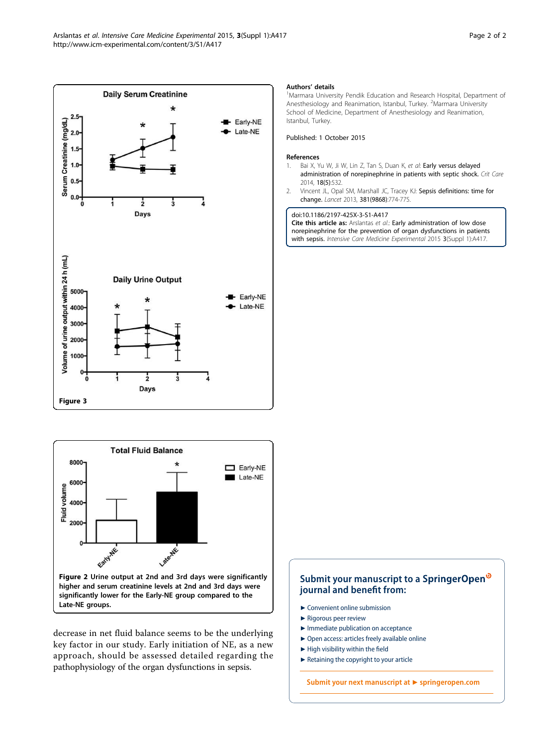Daily Serum Creatinine

Serum Creatinine (mg/dL)

2.5
2.0
1.5
1.0
0.5
0.0

0 1 2 3 4

Days

Early-NE
Late-NE

*
*

Daily Urine Output

Volume of urine output within 24 h (mL)

5000
4000
3000
2000
1000
0

0 1 2 3 4

Days

Early-NE
Late-NE

*
*

Figure 3

Total Fluid Balance

Fluid volume

8000
6000
4000
2000
0

Early-NE
Late-NE

*

Early-NE
Late-NE

**Figure 2 Urine output at 2nd and 3rd days were significantly higher and serum creatinine levels at 2nd and 3rd days were significantly lower for the Early-NE group compared to the Late-NE groups.**

decrease in net fluid balance seems to be the underlying key factor in our study. Early initiation of NE, as a new approach, should be assessed detailed regarding the pathophysiology of the organ dysfunctions in sepsis.

### Authors' details

[1]Marmara University Pendik Education and Research Hospital, Department of Anesthesiology and Reanimation, Istanbul, Turkey. [2]Marmara University School of Medicine, Department of Anesthesiology and Reanimation, Istanbul, Turkey.

Published: 1 October 2015

### References

1. Bai X, Yu W, Ji W, Lin Z, Tan S, Duan K, *et al*: **Early versus delayed administration of norepinephrine in patients with septic shock.** *Crit Care* 2014, **18(5)**:532.
2. Vincent JL, Opal SM, Marshall JC, Tracey KJ: **Sepsis definitions: time for change.** *Lancet* 2013, **381(9868)**:774-775.

doi:10.1186/2197-425X-3-S1-A417
**Cite this article as:** Arslantas *et al.*: Early administration of low dose norepinephrine for the prevention of organ dysfunctions in patients with sepsis. *Intensive Care Medicine Experimental* 2015 **3**(Suppl 1):A417.

**Submit your manuscript to a SpringerOpen journal and benefit from:**

- ► Convenient online submission
- ► Rigorous peer review
- ► Immediate publication on acceptance
- ► Open access: articles freely available online
- ► High visibility within the field
- ► Retaining the copyright to your article

**Submit your next manuscript at ► springeropen.com**